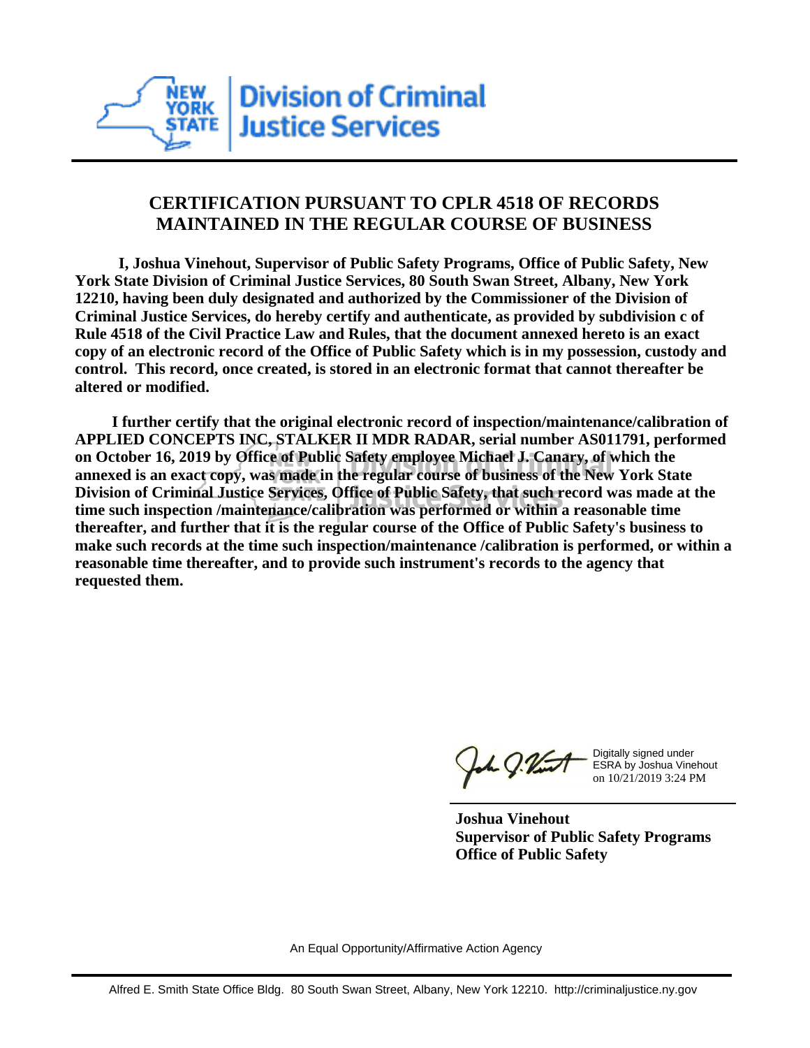Division of Criminal Justice Services

# CERTIFICATION PURSUANT TO CPLR 4518 OF RECORDS MAINTAINED IN THE REGULAR COURSE OF BUSINESS

**I, Joshua Vinehout, Supervisor of Public Safety Programs, Office of Public Safety, New York State Division of Criminal Justice Services, 80 South Swan Street, Albany, New York 12210, having been duly designated and authorized by the Commissioner of the Division of Criminal Justice Services, do hereby certify and authenticate, as provided by subdivision c of Rule 4518 of the Civil Practice Law and Rules, that the document annexed hereto is an exact copy of an electronic record of the Office of Public Safety which is in my possession, custody and control. This record, once created, is stored in an electronic format that cannot thereafter be altered or modified.**

**I further certify that the original electronic record of inspection/maintenance/calibration of APPLIED CONCEPTS INC, STALKER II MDR RADAR, serial number AS011791, performed on October 16, 2019 by Office of Public Safety employee Michael J. Canary, of which the annexed is an exact copy, was made in the regular course of business of the New York State Division of Criminal Justice Services, Office of Public Safety, that such record was made at the time such inspection /maintenance/calibration was performed or within a reasonable time thereafter, and further that it is the regular course of the Office of Public Safety's business to make such records at the time such inspection/maintenance /calibration is performed, or within a reasonable time thereafter, and to provide such instrument's records to the agency that requested them.**

Digitally signed under ESRA by Joshua Vinehout on 10/21/2019 3:24 PM

**Joshua Vinehout**
**Supervisor of Public Safety Programs**
**Office of Public Safety**

An Equal Opportunity/Affirmative Action Agency

Alfred E. Smith State Office Bldg. 80 South Swan Street, Albany, New York 12210. http://criminaljustice.ny.gov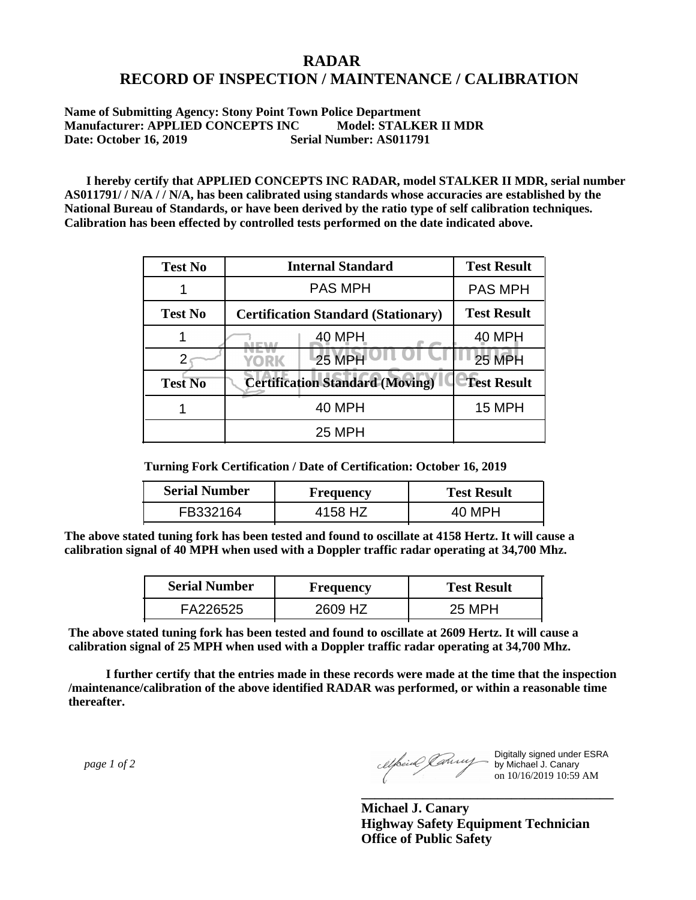# RADAR
# RECORD OF INSPECTION / MAINTENANCE / CALIBRATION

**Name of Submitting Agency: Stony Point Town Police Department**
**Manufacturer: APPLIED CONCEPTS INC Model: STALKER II MDR**
**Date: October 16, 2019 Serial Number: AS011791**

**I hereby certify that APPLIED CONCEPTS INC RADAR, model STALKER II MDR, serial number AS011791/ / N/A / / N/A, has been calibrated using standards whose accuracies are established by the National Bureau of Standards, or have been derived by the ratio type of self calibration techniques. Calibration has been effected by controlled tests performed on the date indicated above.**

| Test No | Internal Standard | Test Result |
| --- | --- | --- |
| 1 | PAS MPH | PAS MPH |
| **Test No** | **Certification Standard (Stationary)** | **Test Result** |
| 1 | 40 MPH | 40 MPH |
| 2 | 25 MPH | 25 MPH |
| **Test No** | **Certification Standard (Moving)** | **Test Result** |
| 1 | 40 MPH | 15 MPH |
| | 25 MPH | |

**Turning Fork Certification / Date of Certification: October 16, 2019**

| Serial Number | Frequency | Test Result |
| --- | --- | --- |
| FB332164 | 4158 HZ | 40 MPH |

**The above stated tuning fork has been tested and found to oscillate at 4158 Hertz. It will cause a calibration signal of 40 MPH when used with a Doppler traffic radar operating at 34,700 Mhz.**

| Serial Number | Frequency | Test Result |
| --- | --- | --- |
| FA226525 | 2609 HZ | 25 MPH |

**The above stated tuning fork has been tested and found to oscillate at 2609 Hertz. It will cause a calibration signal of 25 MPH when used with a Doppler traffic radar operating at 34,700 Mhz.**

**I further certify that the entries made in these records were made at the time that the inspection /maintenance/calibration of the above identified RADAR was performed, or within a reasonable time thereafter.**

Digitally signed under ESRA by Michael J. Canary on 10/16/2019 10:59 AM

**Michael J. Canary**
**Highway Safety Equipment Technician**
**Office of Public Safety**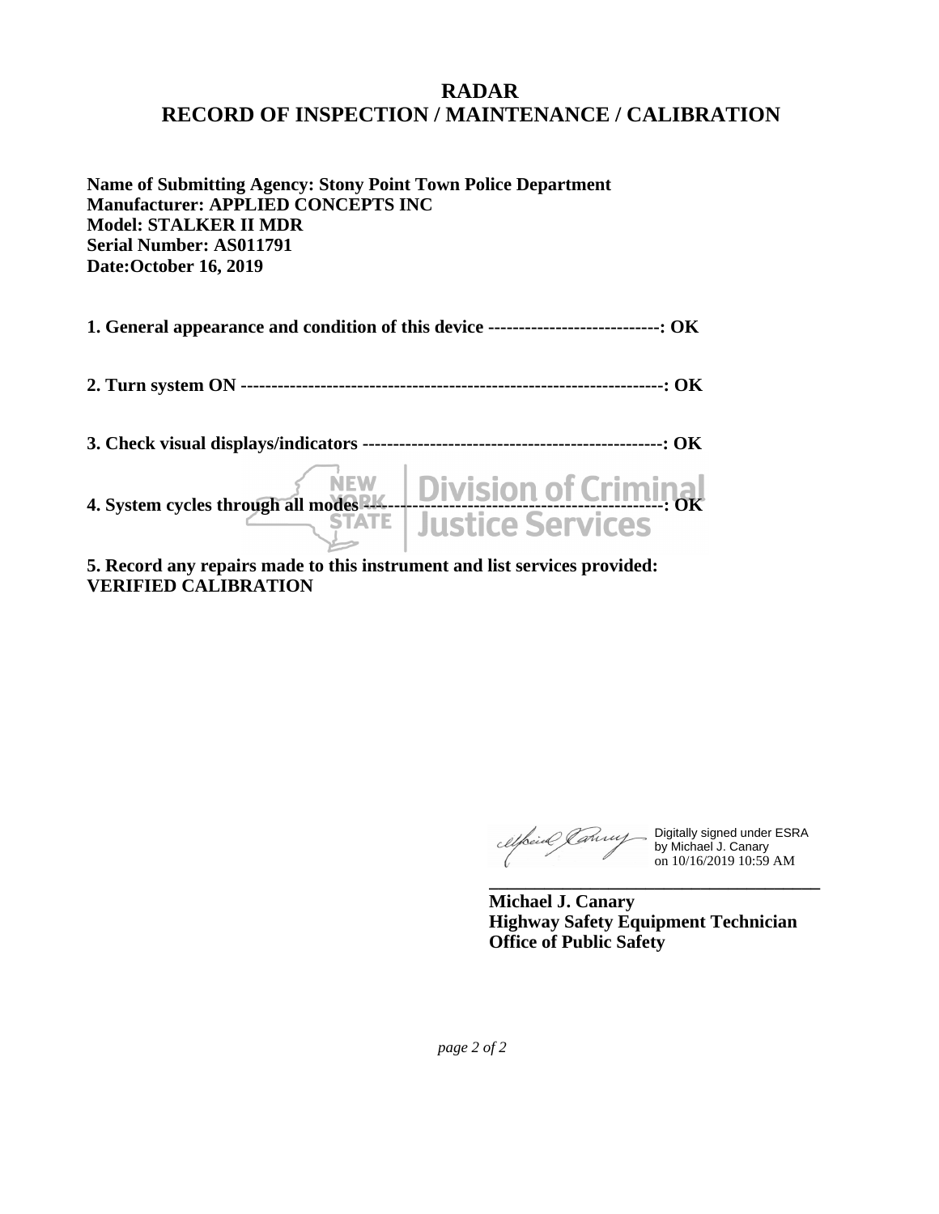# RADAR
# RECORD OF INSPECTION / MAINTENANCE / CALIBRATION

**Name of Submitting Agency: Stony Point Town Police Department**
**Manufacturer: APPLIED CONCEPTS INC**
**Model: STALKER II MDR**
**Serial Number: AS011791**
**Date:October 16, 2019**

**1. General appearance and condition of this device ----------------------------: OK**

**2. Turn system ON ------------------------------------------------------------------: OK**

**3. Check visual displays/indicators -------------------------------------------------: OK**

**4. System cycles through all modes ------------------------------------------------: OK**

**5. Record any repairs made to this instrument and list services provided:**
**VERIFIED CALIBRATION**

Digitally signed under ESRA by Michael J. Canary on 10/16/2019 10:59 AM

**Michael J. Canary**
**Highway Safety Equipment Technician**
**Office of Public Safety**